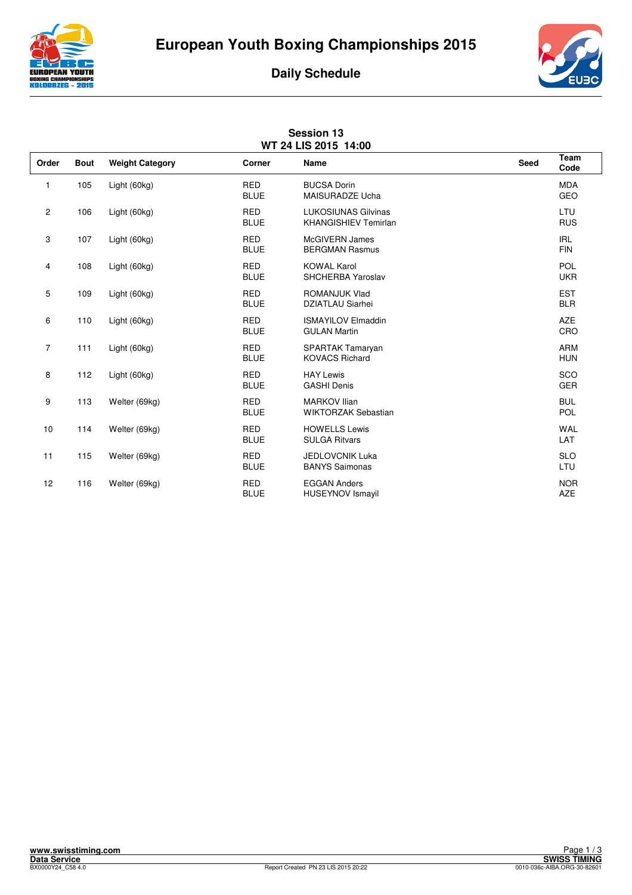# European Youth Boxing Championships 2015

## Daily Schedule

### Session 13
### WT 24 LIS 2015 14:00

| Order | Bout | Weight Category | Corner | Name | Seed | Team Code |
|---|---|---|---|---|---|---|
| 1 | 105 | Light (60kg) | RED<br>BLUE | BUCSA Dorin<br>MAISURADZE Ucha | | MDA<br>GEO |
| 2 | 106 | Light (60kg) | RED<br>BLUE | LUKOSIUNAS Gilvinas<br>KHANGISHIEV Temirlan | | LTU<br>RUS |
| 3 | 107 | Light (60kg) | RED<br>BLUE | McGIVERN James<br>BERGMAN Rasmus | | IRL<br>FIN |
| 4 | 108 | Light (60kg) | RED<br>BLUE | KOWAL Karol<br>SHCHERBA Yaroslav | | POL<br>UKR |
| 5 | 109 | Light (60kg) | RED<br>BLUE | ROMANJUK Vlad<br>DZIATLAU Siarhei | | EST<br>BLR |
| 6 | 110 | Light (60kg) | RED<br>BLUE | ISMAYILOV Elmaddin<br>GULAN Martin | | AZE<br>CRO |
| 7 | 111 | Light (60kg) | RED<br>BLUE | SPARTAK Tamaryan<br>KOVACS Richard | | ARM<br>HUN |
| 8 | 112 | Light (60kg) | RED<br>BLUE | HAY Lewis<br>GASHI Denis | | SCO<br>GER |
| 9 | 113 | Welter (69kg) | RED<br>BLUE | MARKOV Ilian<br>WIKTORZAK Sebastian | | BUL<br>POL |
| 10 | 114 | Welter (69kg) | RED<br>BLUE | HOWELLS Lewis<br>SULGA Ritvars | | WAL<br>LAT |
| 11 | 115 | Welter (69kg) | RED<br>BLUE | JEDLOVCNIK Luka<br>BANYS Saimonas | | SLO<br>LTU |
| 12 | 116 | Welter (69kg) | RED<br>BLUE | EGGAN Anders<br>HUSEYNOV Ismayil | | NOR<br>AZE |

www.swisstiming.com
Data Service
BX0000Y24_C58 4.0

Report Created PN 23 LIS 2015 20:22

SWISS TIMING
0010-036c-AIBA.ORG-30-82601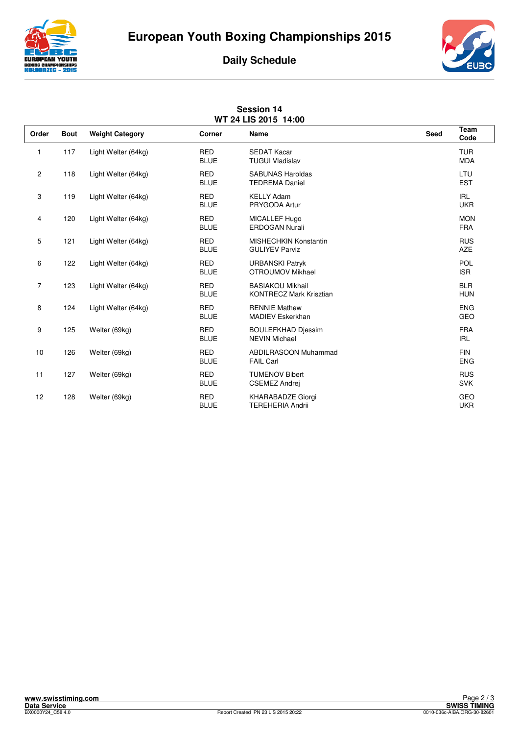# European Youth Boxing Championships 2015

## Daily Schedule

### Session 14
### WT 24 LIS 2015 14:00

| Order | Bout | Weight Category | Corner | Name | Seed | Team Code |
|---|---|---|---|---|---|---|
| 1 | 117 | Light Welter (64kg) | RED<br>BLUE | SEDAT Kacar<br>TUGUI Vladislav | | TUR<br>MDA |
| 2 | 118 | Light Welter (64kg) | RED<br>BLUE | SABUNAS Haroldas<br>TEDREMA Daniel | | LTU<br>EST |
| 3 | 119 | Light Welter (64kg) | RED<br>BLUE | KELLY Adam<br>PRYGODA Artur | | IRL<br>UKR |
| 4 | 120 | Light Welter (64kg) | RED<br>BLUE | MICALLEF Hugo<br>ERDOGAN Nurali | | MON<br>FRA |
| 5 | 121 | Light Welter (64kg) | RED<br>BLUE | MISHECHKIN Konstantin<br>GULIYEV Parviz | | RUS<br>AZE |
| 6 | 122 | Light Welter (64kg) | RED<br>BLUE | URBANSKI Patryk<br>OTROUMOV Mikhael | | POL<br>ISR |
| 7 | 123 | Light Welter (64kg) | RED<br>BLUE | BASIAKOU Mikhail<br>KONTRECZ Mark Krisztian | | BLR<br>HUN |
| 8 | 124 | Light Welter (64kg) | RED<br>BLUE | RENNIE Mathew<br>MADIEV Eskerkhan | | ENG<br>GEO |
| 9 | 125 | Welter (69kg) | RED<br>BLUE | BOULEFKHAD Djessim<br>NEVIN Michael | | FRA<br>IRL |
| 10 | 126 | Welter (69kg) | RED<br>BLUE | ABDILRASOON Muhammad<br>FAIL Carl | | FIN<br>ENG |
| 11 | 127 | Welter (69kg) | RED<br>BLUE | TUMENOV Bibert<br>CSEMEZ Andrej | | RUS<br>SVK |
| 12 | 128 | Welter (69kg) | RED<br>BLUE | KHARABADZE Giorgi<br>TEREHERIA Andrii | | GEO<br>UKR |